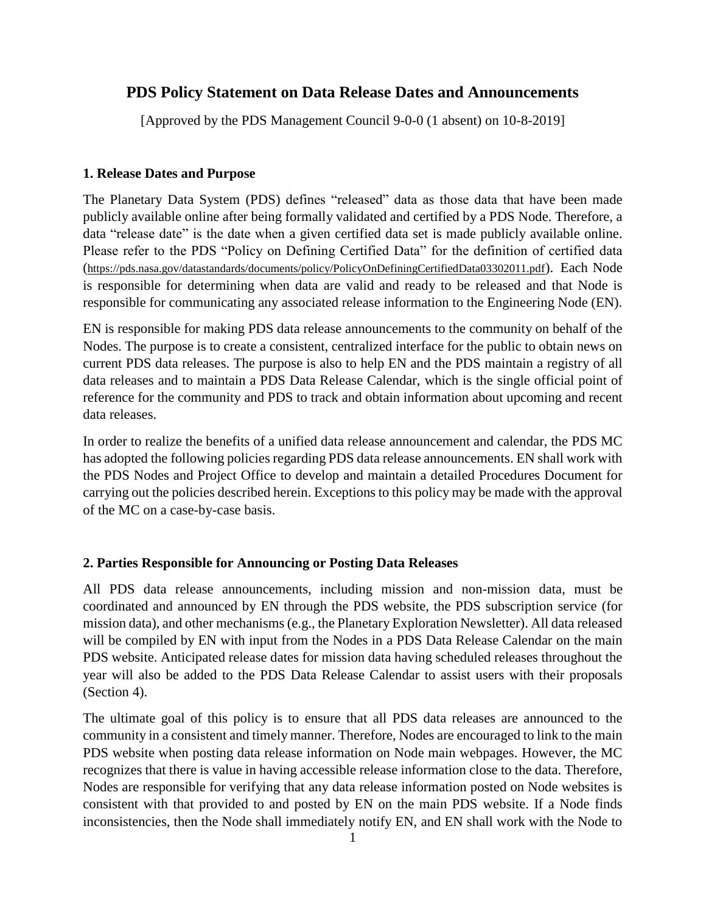# PDS Policy Statement on Data Release Dates and Announcements

[Approved by the PDS Management Council 9-0-0 (1 absent) on 10-8-2019]

## 1. Release Dates and Purpose

The Planetary Data System (PDS) defines "released" data as those data that have been made publicly available online after being formally validated and certified by a PDS Node. Therefore, a data "release date" is the date when a given certified data set is made publicly available online. Please refer to the PDS "Policy on Defining Certified Data" for the definition of certified data (https://pds.nasa.gov/datastandards/documents/policy/PolicyOnDefiningCertifiedData03302011.pdf). Each Node is responsible for determining when data are valid and ready to be released and that Node is responsible for communicating any associated release information to the Engineering Node (EN).

EN is responsible for making PDS data release announcements to the community on behalf of the Nodes. The purpose is to create a consistent, centralized interface for the public to obtain news on current PDS data releases. The purpose is also to help EN and the PDS maintain a registry of all data releases and to maintain a PDS Data Release Calendar, which is the single official point of reference for the community and PDS to track and obtain information about upcoming and recent data releases.

In order to realize the benefits of a unified data release announcement and calendar, the PDS MC has adopted the following policies regarding PDS data release announcements. EN shall work with the PDS Nodes and Project Office to develop and maintain a detailed Procedures Document for carrying out the policies described herein. Exceptions to this policy may be made with the approval of the MC on a case-by-case basis.

## 2. Parties Responsible for Announcing or Posting Data Releases

All PDS data release announcements, including mission and non-mission data, must be coordinated and announced by EN through the PDS website, the PDS subscription service (for mission data), and other mechanisms (e.g., the Planetary Exploration Newsletter). All data released will be compiled by EN with input from the Nodes in a PDS Data Release Calendar on the main PDS website. Anticipated release dates for mission data having scheduled releases throughout the year will also be added to the PDS Data Release Calendar to assist users with their proposals (Section 4).

The ultimate goal of this policy is to ensure that all PDS data releases are announced to the community in a consistent and timely manner. Therefore, Nodes are encouraged to link to the main PDS website when posting data release information on Node main webpages. However, the MC recognizes that there is value in having accessible release information close to the data. Therefore, Nodes are responsible for verifying that any data release information posted on Node websites is consistent with that provided to and posted by EN on the main PDS website. If a Node finds inconsistencies, then the Node shall immediately notify EN, and EN shall work with the Node to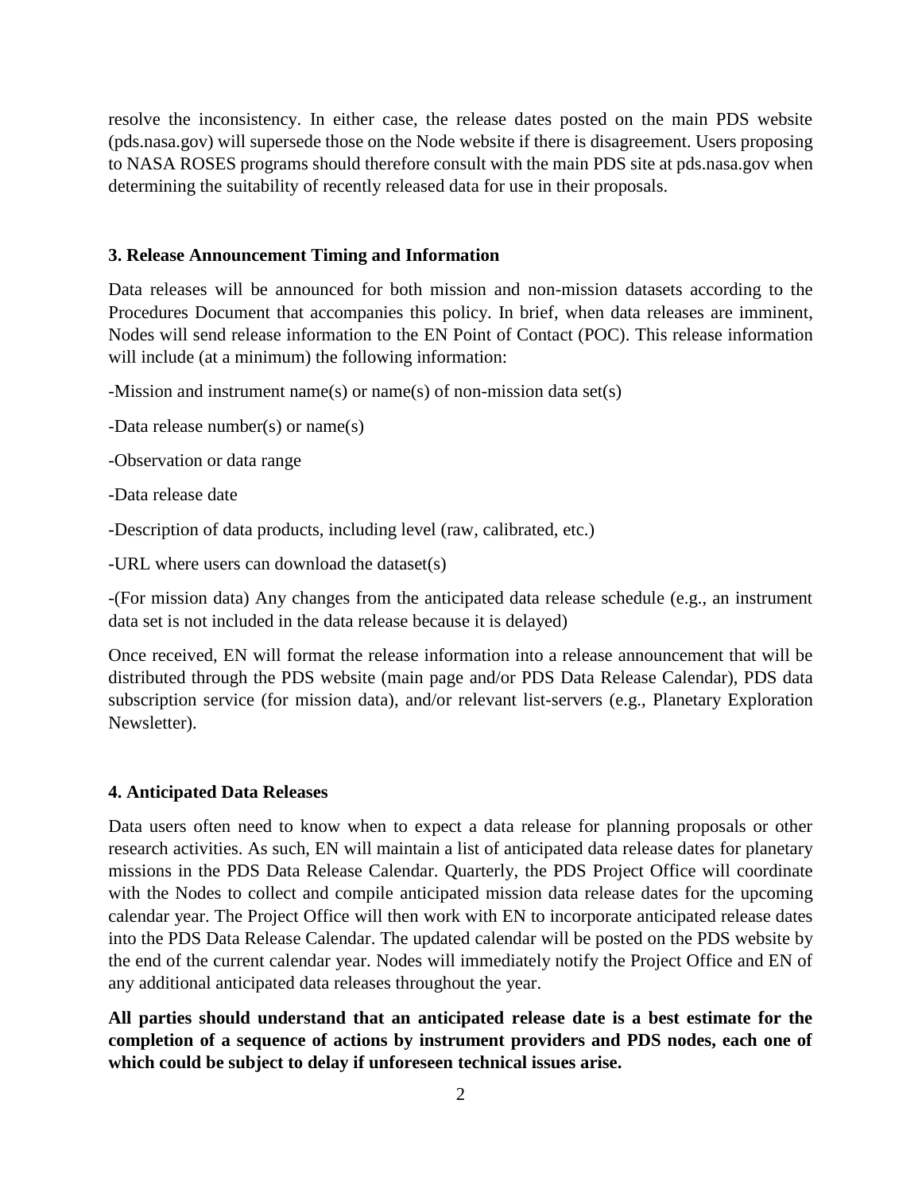resolve the inconsistency. In either case, the release dates posted on the main PDS website (pds.nasa.gov) will supersede those on the Node website if there is disagreement. Users proposing to NASA ROSES programs should therefore consult with the main PDS site at pds.nasa.gov when determining the suitability of recently released data for use in their proposals.

### 3. Release Announcement Timing and Information

Data releases will be announced for both mission and non-mission datasets according to the Procedures Document that accompanies this policy. In brief, when data releases are imminent, Nodes will send release information to the EN Point of Contact (POC). This release information will include (at a minimum) the following information:

-Mission and instrument name(s) or name(s) of non-mission data set(s)

-Data release number(s) or name(s)

-Observation or data range

-Data release date

-Description of data products, including level (raw, calibrated, etc.)

-URL where users can download the dataset(s)

-(For mission data) Any changes from the anticipated data release schedule (e.g., an instrument data set is not included in the data release because it is delayed)

Once received, EN will format the release information into a release announcement that will be distributed through the PDS website (main page and/or PDS Data Release Calendar), PDS data subscription service (for mission data), and/or relevant list-servers (e.g., Planetary Exploration Newsletter).

### 4. Anticipated Data Releases

Data users often need to know when to expect a data release for planning proposals or other research activities. As such, EN will maintain a list of anticipated data release dates for planetary missions in the PDS Data Release Calendar. Quarterly, the PDS Project Office will coordinate with the Nodes to collect and compile anticipated mission data release dates for the upcoming calendar year. The Project Office will then work with EN to incorporate anticipated release dates into the PDS Data Release Calendar. The updated calendar will be posted on the PDS website by the end of the current calendar year. Nodes will immediately notify the Project Office and EN of any additional anticipated data releases throughout the year.

**All parties should understand that an anticipated release date is a best estimate for the completion of a sequence of actions by instrument providers and PDS nodes, each one of which could be subject to delay if unforeseen technical issues arise.**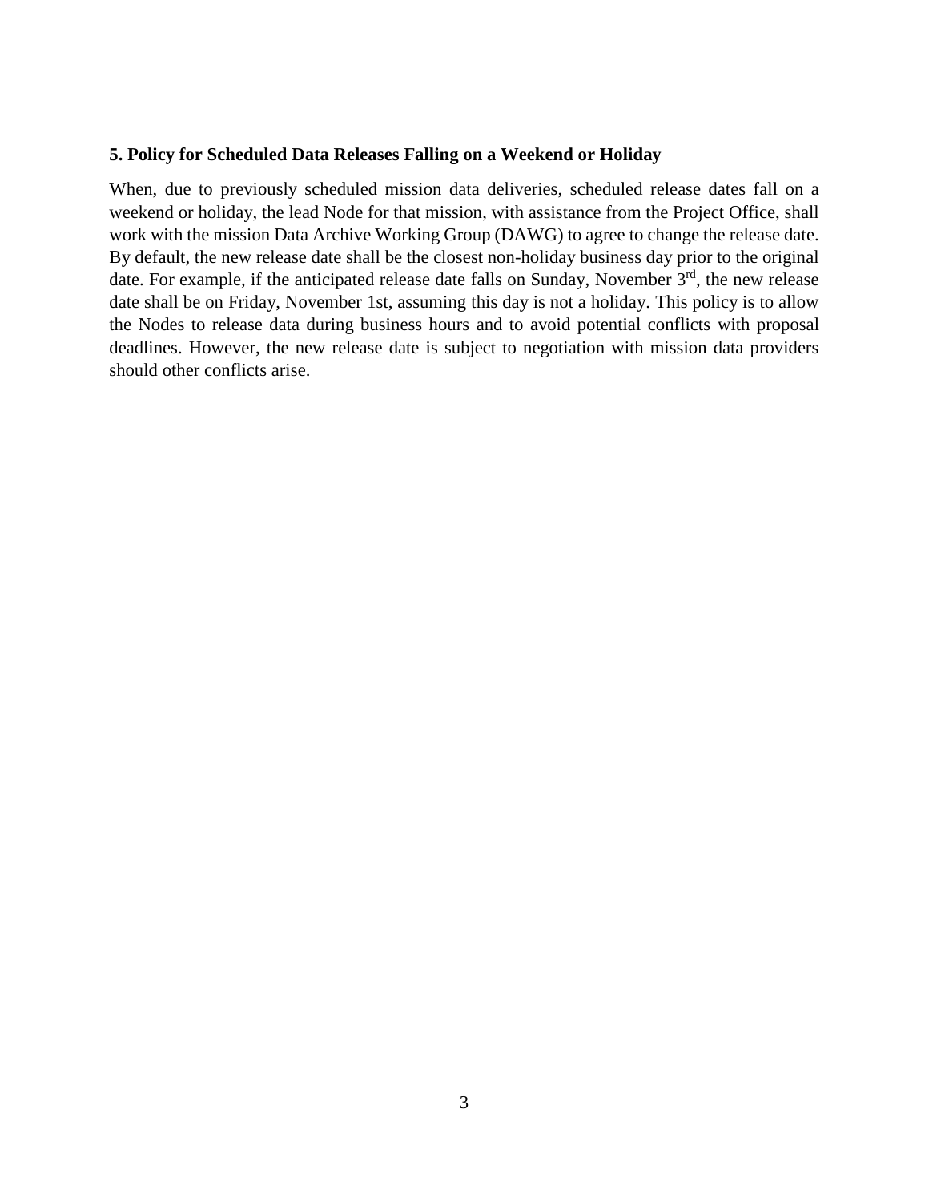**5. Policy for Scheduled Data Releases Falling on a Weekend or Holiday**

When, due to previously scheduled mission data deliveries, scheduled release dates fall on a weekend or holiday, the lead Node for that mission, with assistance from the Project Office, shall work with the mission Data Archive Working Group (DAWG) to agree to change the release date. By default, the new release date shall be the closest non-holiday business day prior to the original date. For example, if the anticipated release date falls on Sunday, November 3rd, the new release date shall be on Friday, November 1st, assuming this day is not a holiday. This policy is to allow the Nodes to release data during business hours and to avoid potential conflicts with proposal deadlines. However, the new release date is subject to negotiation with mission data providers should other conflicts arise.